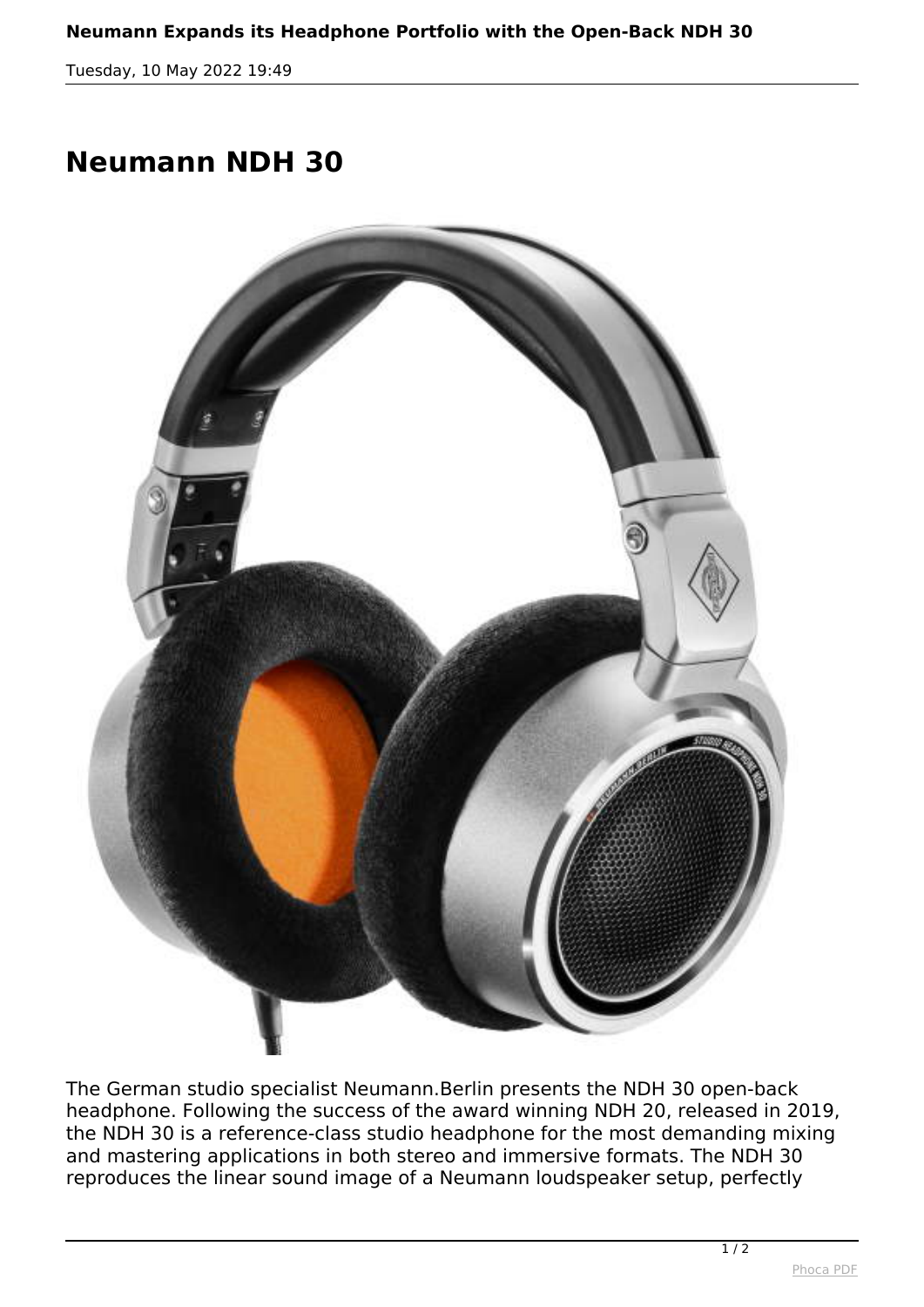# Neumann NDH 30

The German studio specialist Neumann.Berlin presents the NDH 30 open-back headphone. Following the success of the award winning NDH 20, released in 2019, the NDH 30 is a reference-class studio headphone for the most demanding mixing and mastering applications in both stereo and immersive formats. The NDH 30 reproduces the linear sound image of a Neumann loudspeaker setup, perfectly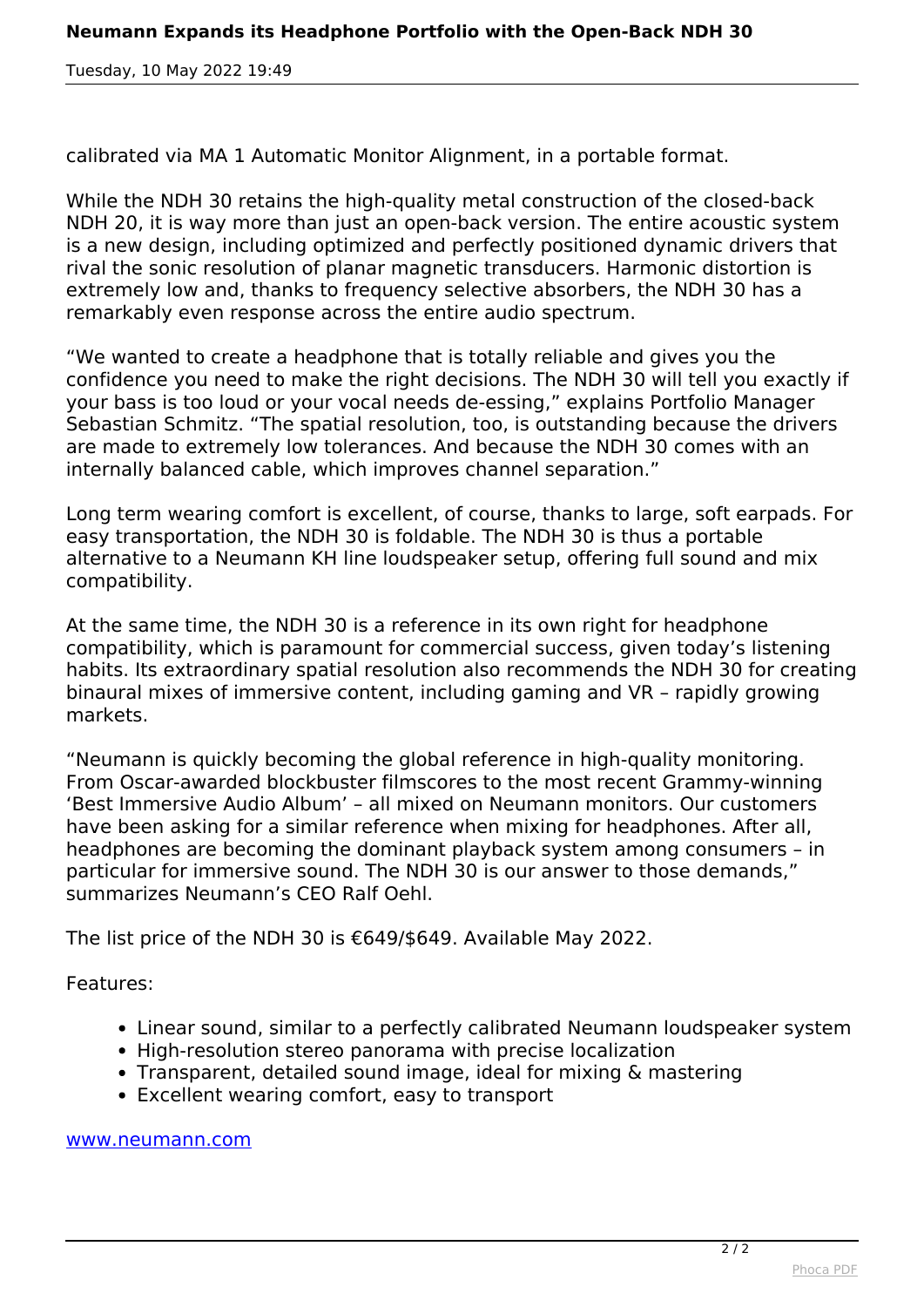calibrated via MA 1 Automatic Monitor Alignment, in a portable format.

While the NDH 30 retains the high-quality metal construction of the closed-back NDH 20, it is way more than just an open-back version. The entire acoustic system is a new design, including optimized and perfectly positioned dynamic drivers that rival the sonic resolution of planar magnetic transducers. Harmonic distortion is extremely low and, thanks to frequency selective absorbers, the NDH 30 has a remarkably even response across the entire audio spectrum.

“We wanted to create a headphone that is totally reliable and gives you the confidence you need to make the right decisions. The NDH 30 will tell you exactly if your bass is too loud or your vocal needs de-essing,” explains Portfolio Manager Sebastian Schmitz. “The spatial resolution, too, is outstanding because the drivers are made to extremely low tolerances. And because the NDH 30 comes with an internally balanced cable, which improves channel separation.”

Long term wearing comfort is excellent, of course, thanks to large, soft earpads. For easy transportation, the NDH 30 is foldable. The NDH 30 is thus a portable alternative to a Neumann KH line loudspeaker setup, offering full sound and mix compatibility.

At the same time, the NDH 30 is a reference in its own right for headphone compatibility, which is paramount for commercial success, given today’s listening habits. Its extraordinary spatial resolution also recommends the NDH 30 for creating binaural mixes of immersive content, including gaming and VR – rapidly growing markets.

“Neumann is quickly becoming the global reference in high-quality monitoring. From Oscar-awarded blockbuster filmscores to the most recent Grammy-winning ‘Best Immersive Audio Album’ – all mixed on Neumann monitors. Our customers have been asking for a similar reference when mixing for headphones. After all, headphones are becoming the dominant playback system among consumers – in particular for immersive sound. The NDH 30 is our answer to those demands,” summarizes Neumann’s CEO Ralf Oehl.

The list price of the NDH 30 is €649/$649. Available May 2022.

Features:

- Linear sound, similar to a perfectly calibrated Neumann loudspeaker system
- High-resolution stereo panorama with precise localization
- Transparent, detailed sound image, ideal for mixing & mastering
- Excellent wearing comfort, easy to transport

www.neumann.com